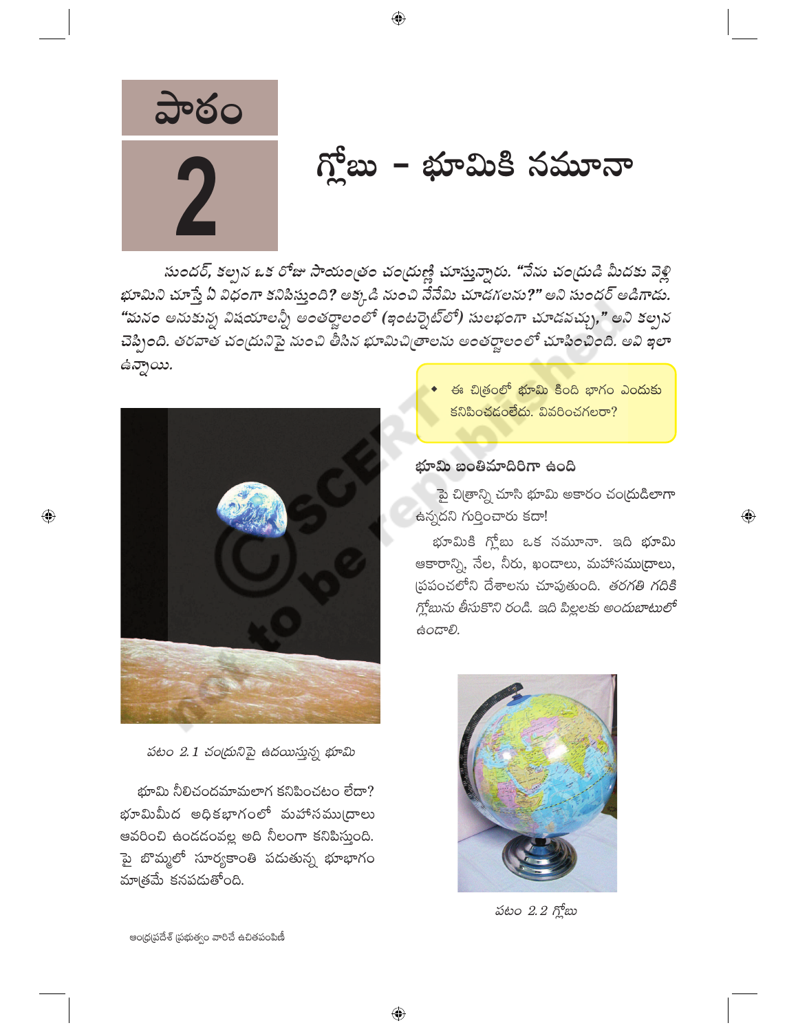# పాఠం 2

# గ్లోబు - భూమికి నమూనా

*సుందర్, కల్పన ఒక రోజు సాయంత్రం చంద్రుణ్ణి చూస్తున్నారు. "నేను చంద్రుడి మీదకు వెళ్లి భూమిని చూస్తే ఏ విధంగా కనిపిస్తుంది? అక్కడి నుంచి నేనేమి చూడగలను?" అని సుందర్ అడిగాడు. "మనం అనుకున్న విషయాలన్నీ అంతర్జాలంలో (ఇంటర్నెట్‌లో) సులభంగా చూడవచ్చు," అని కల్పన చెప్పింది. తరవాత చంద్రునిపై నుంచి తీసిన భూమిచిత్రాలను అంతర్జాలంలో చూపించింది. అవి ఇలా ఉన్నాయి.*

పటం 2.1 చంద్రునిపై ఉదయిస్తున్న భూమి

భూమి నీలిచందమామలాగ కనిపించటం లేదా? భూమిమీద అధికభాగంలో మహాసముద్రాలు ఆవరించి ఉండడంవల్ల అది నీలంగా కనిపిస్తుంది. పై బొమ్మలో సూర్యకాంతి పడుతున్న భూభాగం మాత్రమే కనపడుతోంది.

- ఈ చిత్రంలో భూమి కింది భాగం ఎందుకు కనిపించడంలేదు. వివరించగలరా?

### భూమి బంతిమాదిరిగా ఉంది

పై చిత్రాన్ని చూసి భూమి ఆకారం చంద్రుడిలాగా ఉన్నదని గుర్తించారు కదా!

భూమికి గ్లోబు ఒక నమూనా. ఇది భూమి ఆకారాన్ని, నేల, నీరు, ఖండాలు, మహాసముద్రాలు, ప్రపంచంలోని దేశాలను చూపుతుంది. *తరగతి గదికి గ్లోబును తీసుకొని రండి. ఇది పిల్లలకు అందుబాటులో ఉండాలి.*

పటం 2.2 గ్లోబు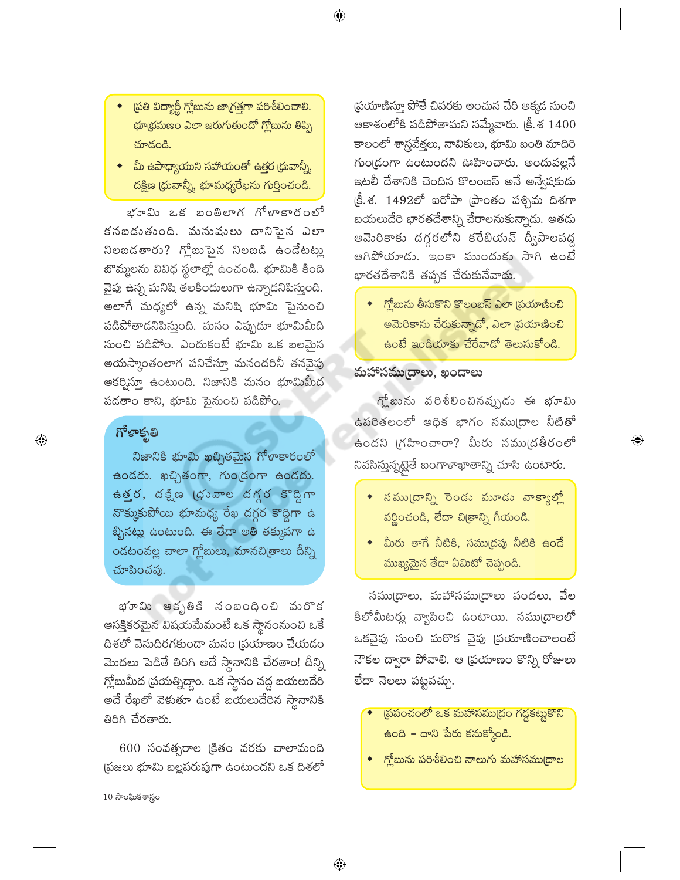- ప్రతి విద్యార్థీ గ్లోబును జాగ్రత్తగా పరిశీలించాలి. భూభ్రమణం ఎలా జరుగుతుందో గ్లోబును తిప్పి చూడండి.
- మీ ఉపాధ్యాయుని సహాయంతో ఉత్తర ధ్రువాన్నీ, దక్షిణ ధ్రువాన్నీ, భూమధ్యరేఖను గుర్తించండి.

భూమి ఒక బంతిలాగ గోళాకారంలో కనబడుతుంది. మనుషులు దానిపైన ఎలా నిలబడతారు? గ్లోబుపైన నిలబడి ఉండేటట్లు బొమ్మలను వివిధ స్థలాల్లో ఉంచండి. భూమికి కింది వైపు ఉన్న మనిషి తలకిందులుగా ఉన్నాడనిపిస్తుంది. అలాగే మధ్యలో ఉన్న మనిషి భూమి పైనుంచి పడిపోతాడనిపిస్తుంది. మనం ఎప్పుడూ భూమిమీద నుంచి పడిపోం. ఎందుకంటే భూమి ఒక బలమైన అయస్కాంతంలాగ పనిచేస్తూ మనందరినీ తనవైపు ఆకర్షిస్తూ ఉంటుంది. నిజానికి మనం భూమిమీద పడతాం కాని, భూమి పైనుంచి పడిపోం.

### గోళాకృతి

నిజానికి భూమి ఖచ్చితమైన గోళాకారంలో ఉండదు. ఖచ్చితంగా, గుండ్రంగా ఉండదు. ఉత్తర, దక్షిణ ధ్రువాల దగ్గర కొద్దిగా నొక్కుకుపోయి భూమధ్య రేఖ దగ్గర కొద్దిగా ఉబ్బినట్లు ఉంటుంది. ఈ తేడా అతి తక్కువగా ఉండటంవల్ల చాలా గ్లోబులు, మానచిత్రాలు దీన్ని చూపించవు.

భూమి ఆకృతికి సంబంధించి మరొక ఆసక్తికరమైన విషయమేమంటే ఒక స్థానంనుంచి ఒకే దిశలో వెనుదిరగకుండా మనం ప్రయాణం చేయడం మొదలు పెడితే తిరిగి అదే స్థానానికి చేరతాం! దీన్ని గ్లోబుమీద ప్రయత్నిద్దాం. ఒక స్థానం వద్ద బయలుదేరి అదే రేఖలో వెళుతూ ఉంటే బయలుదేరిన స్థానానికి తిరిగి చేరతారు.

600 సంవత్సరాల క్రితం వరకు చాలామంది ప్రజలు భూమి బల్లపరుపుగా ఉంటుందని ఒక దిశలో ప్రయాణిస్తూ పోతే చివరకు అంచున చేరి అక్కడ నుంచి ఆకాశంలోకి పడిపోతామని నమ్మేవారు. క్రీ.శ 1400 కాలంలో శాస్త్రవేత్తలు, నావికులు, భూమి బంతి మాదిరి గుండ్రంగా ఉంటుందని ఊహించారు. అందువల్లనే ఇటలీ దేశానికి చెందిన కొలంబస్ అనే అన్వేషకుడు క్రీ.శ. 1492లో ఐరోపా ప్రాంతం పశ్చిమ దిశగా బయలుదేరి భారతదేశాన్ని చేరాలనుకున్నాడు. అతడు అమెరికాకు దగ్గరలోని కరేబియన్ ద్వీపాలవద్ద ఆగిపోయాడు. ఇంకా ముందుకు సాగి ఉంటే భారతదేశానికి తప్పక చేరుకునేవాడు.

- గ్లోబును తీసుకొని కొలంబస్ ఎలా ప్రయాణించి అమెరికాను చేరుకున్నాడో, ఎలా ప్రయాణించి ఉంటే ఇండియాకు చేరేవాడో తెలుసుకోండి.

## మహాసముద్రాలు, ఖండాలు

గ్లోబును పరిశీలించినప్పుడు ఈ భూమి ఉపరితలంలో అధిక భాగం సముద్రాల నీటితో ఉందని గ్రహించారా? మీరు సముద్రతీరంలో నివసిస్తున్నట్లైతే బంగాళాఖాతాన్ని చూసి ఉంటారు.

- సముద్రాన్ని రెండు మూడు వాక్యాల్లో వర్ణించండి, లేదా చిత్రాన్ని గీయండి.
- మీరు తాగే నీటికి, సముద్రపు నీటికి ఉండే ముఖ్యమైన తేడా ఏమిటో చెప్పండి.

సముద్రాలు, మహాసముద్రాలు వందలు, వేల కిలోమీటర్లు వ్యాపించి ఉంటాయి. సముద్రాలలో ఒకవైపు నుంచి మరొక వైపు ప్రయాణించాలంటే నౌకల ద్వారా పోవాలి. ఆ ప్రయాణం కొన్ని రోజులు లేదా నెలలు పట్టవచ్చు.

- ప్రపంచంలో ఒక మహాసముద్రం గడ్డకట్టుకొని ఉంది – దాని పేరు కనుక్కోండి.
- గ్లోబును పరిశీలించి నాలుగు మహాసముద్రాల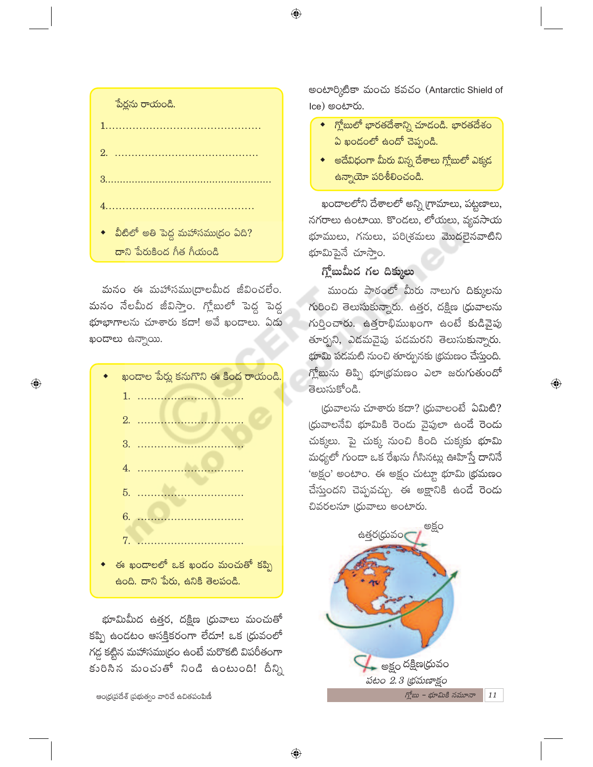పేర్లను రాయండి.

1.............................................

2. .........................................

3......................................................

4...........................................

- వీటిలో అతి పెద్ద మహాసముద్రం ఏది? దాని పేరుకింద గీత గీయండి

మనం ఈ మహాసముద్రాలమీద జీవించలేం. మనం నేలమీద జీవిస్తాం. గ్లోబులో పెద్ద పెద్ద భూభాగాలను చూశారు కదా! అవే ఖండాలు. ఏడు ఖండాలు ఉన్నాయి.

- ఖండాల పేర్లు కనుగొని ఈ కింద రాయండి.
  1. ................................
  2. ................................
  3. ................................
  4. ................................
  5. ................................
  6. ................................
  7. ................................
- ఈ ఖండాలలో ఒక ఖండం మంచుతో కప్పి ఉంది. దాని పేరు, ఉనికి తెలపండి.

భూమిమీద ఉత్తర, దక్షిణ ధ్రువాలు మంచుతో కప్పి ఉండటం ఆసక్తికరంగా లేదూ! ఒక ధ్రువంలో గడ్డ కట్టిన మహాసముద్రం ఉంటే మరొకటి విపరీతంగా కురిసిన మంచుతో నిండి ఉంటుంది! దీన్ని అంటార్కిటికా మంచు కవచం (Antarctic Shield of Ice) అంటారు.

- గ్లోబులో భారతదేశాన్ని చూడండి. భారతదేశం ఏ ఖండంలో ఉందో చెప్పండి.
- అదేవిధంగా మీరు విన్న దేశాలు గ్లోబులో ఎక్కడ ఉన్నాయో పరిశీలించండి.

ఖండాలలోని దేశాలలో అన్ని గ్రామాలు, పట్టణాలు, నగరాలు ఉంటాయి. కొండలు, లోయలు, వ్యవసాయ భూములు, గనులు, పరిశ్రమలు మొదలైనవాటిని భూమిపైనే చూస్తాం.

### గ్లోబుమీద గల దిక్కులు

ముందు పాఠంలో మీరు నాలుగు దిక్కులను గురించి తెలుసుకున్నారు. ఉత్తర, దక్షిణ ధ్రువాలను గుర్తించారు. ఉత్తరాభిముఖంగా ఉంటే కుడివైపు తూర్పని, ఎడమవైపు పడమరని తెలుసుకున్నారు. భూమి పడమటి నుంచి తూర్పునకు భ్రమణం చేస్తుంది. గ్లోబును తిప్పి భూభ్రమణం ఎలా జరుగుతుందో తెలుసుకోండి.

ధ్రువాలను చూశారు కదా? ధ్రువాలంటే ఏమిటి? ధ్రువాలనేవి భూమికి రెండు వైపులా ఉండే రెండు చుక్కలు. పై చుక్క నుంచి కింది చుక్కకు భూమి మధ్యలో గుండా ఒక రేఖను గీసినట్లు ఊహిస్తే దానినే 'అక్షం' అంటాం. ఈ అక్షం చుట్టూ భూమి భ్రమణం చేస్తుందని చెప్పవచ్చు. ఈ అక్షానికి ఉండే రెండు చివరలనూ ధ్రువాలు అంటారు.

ఉత్తరధ్రువం అక్షం

అక్షం దక్షిణధ్రువం

పటం 2.3 భ్రమణాక్షం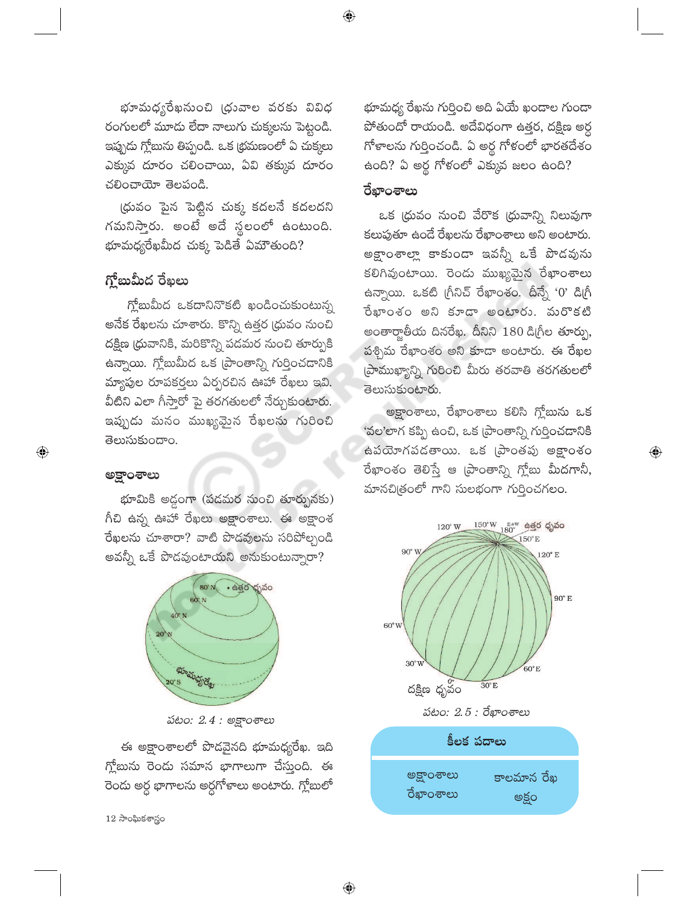భూమధ్యరేఖనుంచి ధ్రువాల వరకు వివిధ రంగులలో మూడు లేదా నాలుగు చుక్కలను పెట్టండి. ఇప్పుడు గ్లోబును తిప్పండి. ఒక భ్రమణంలో ఏ చుక్కలు ఎక్కువ దూరం చలించాయి, ఏవి తక్కువ దూరం చలించాయో తెలపండి.

ధ్రువం పైన పెట్టిన చుక్క కదలనే కదలదని గమనిస్తారు. అంటే అదే స్థలంలో ఉంటుంది. భూమధ్యరేఖమీద చుక్క పెడితే ఏమౌతుంది?

## గ్లోబుమీద రేఖలు

గ్లోబుమీద ఒకదానినొకటి ఖండించుకుంటున్న అనేక రేఖలను చూశారు. కొన్ని ఉత్తర ధ్రువం నుంచి దక్షిణ ధ్రువానికి, మరికొన్ని పడమర నుంచి తూర్పుకి ఉన్నాయి. గ్లోబుమీద ఒక ప్రాంతాన్ని గుర్తించడానికి మ్యాపుల రూపకర్తలు ఏర్పరచిన ఊహా రేఖలు ఇవి. వీటిని ఎలా గీస్తారో పై తరగతులలో నేర్చుకుంటారు. ఇప్పుడు మనం ముఖ్యమైన రేఖలను గురించి తెలుసుకుందాం.

### అక్షాంశాలు

భూమికి అడ్డంగా (పడమర నుంచి తూర్పునకు) గీచి ఉన్న ఊహా రేఖలు అక్షాంశాలు. ఈ అక్షాంశ రేఖలను చూశారా? వాటి పొడవులను సరిపోల్చండి అవన్నీ ఒకే పొడవుంటాయని అనుకుంటున్నారా?

పటం: 2.4 : అక్షాంశాలు

ఈ అక్షాంశాలలో పొడవైనది భూమధ్యరేఖ. ఇది గ్లోబును రెండు సమాన భాగాలుగా చేస్తుంది. ఈ రెండు అర్ధ భాగాలను అర్ధగోళాలు అంటారు. గ్లోబులో భూమధ్య రేఖను గుర్తించి అది ఏయే ఖండాల గుండా పోతుందో రాయండి. అదేవిధంగా ఉత్తర, దక్షిణ అర్ధ గోళాలను గుర్తించండి. ఏ అర్ధ గోళంలో భారతదేశం ఉంది? ఏ అర్ధ గోళంలో ఎక్కువ జలం ఉంది?

### రేఖాంశాలు

ఒక ధ్రువం నుంచి వేరొక ధ్రువాన్ని నిలువుగా కలుపుతూ ఉండే రేఖలను రేఖాంశాలు అని అంటారు. అక్షాంశాల్లా కాకుండా ఇవన్నీ ఒకే పొడవును కలిగివుంటాయి. రెండు ముఖ్యమైన రేఖాంశాలు ఉన్నాయి. ఒకటి గ్రీనిచ్ రేఖాంశం. దీన్నే '0' డిగ్రీ రేఖాంశం అని కూడా అంటారు. మరొకటి అంతార్జాతీయ దినరేఖ. దీనిని 180 డిగ్రీల తూర్పు, పశ్చిమ రేఖాంశం అని కూడా అంటారు. ఈ రేఖల ప్రాముఖ్యాన్ని గురించి మీరు తరవాతి తరగతులలో తెలుసుకుంటారు.

అక్షాంశాలు, రేఖాంశాలు కలిసి గ్లోబును ఒక 'వల'లాగ కప్పి ఉంచి, ఒక ప్రాంతాన్ని గుర్తించడానికి ఉపయోగపడతాయి. ఒక ప్రాంతపు అక్షాంశం రేఖాంశం తెలిస్తే ఆ ప్రాంతాన్ని గ్లోబు మీదగానీ, మానచిత్రంలో గాని సులభంగా గుర్తించగలం.

పటం: 2.5 : రేఖాంశాలు

**కీలక పదాలు**

| | |
|---|---|
| అక్షాంశాలు | కాలమాన రేఖ |
| రేఖాంశాలు | అక్షం |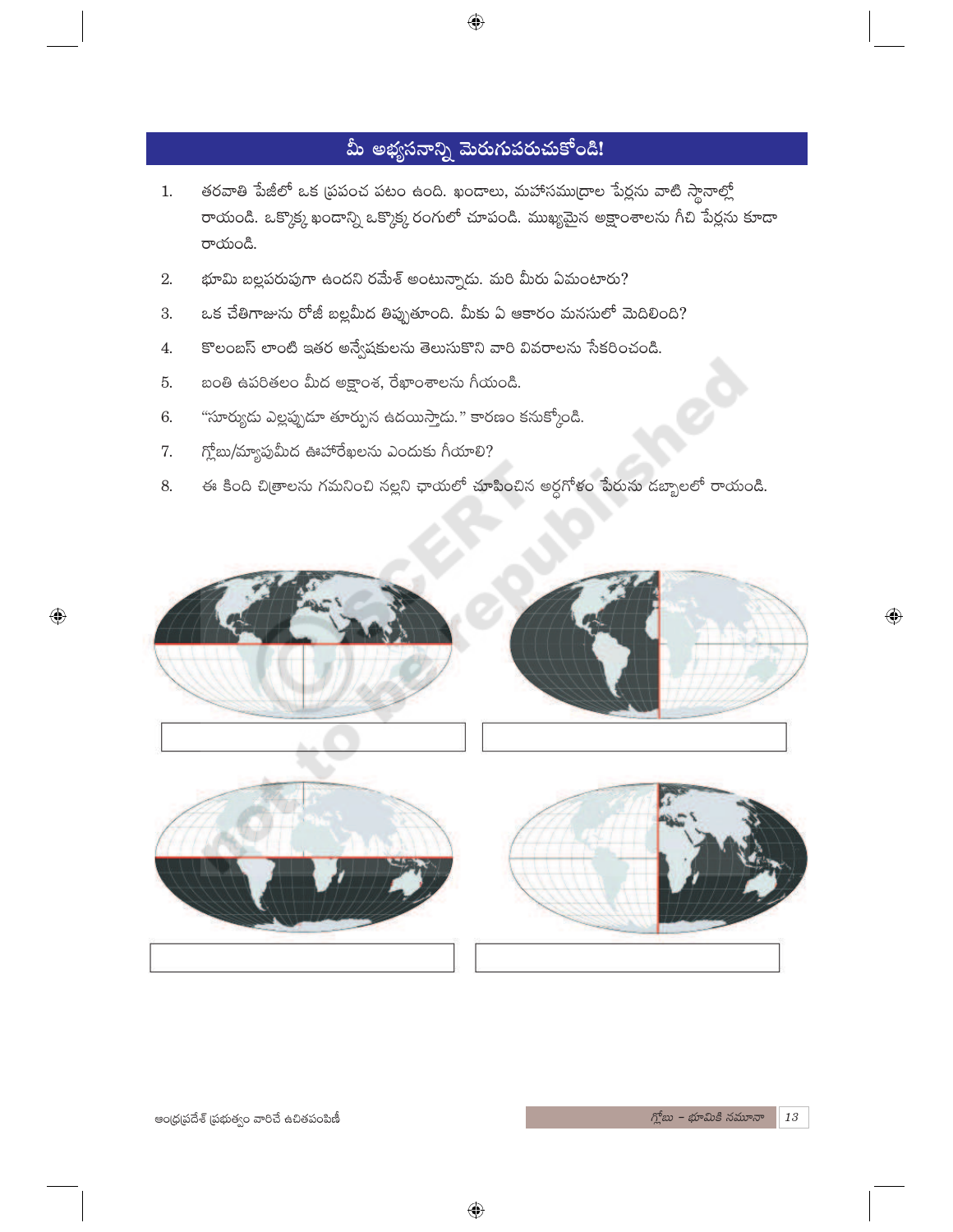## మీ అభ్యసనాన్ని మెరుగుపరుచుకోండి!

1. తరవాతి పేజీలో ఒక ప్రపంచ పటం ఉంది. ఖండాలు, మహాసముద్రాల పేర్లను వాటి స్థానాల్లో రాయండి. ఒక్కొక్క ఖండాన్ని ఒక్కొక్క రంగులో చూపండి. ముఖ్యమైన అక్షాంశాలను గీచి పేర్లను కూడా రాయండి.
2. భూమి బల్లపరుపుగా ఉందని రమేశ్ అంటున్నాడు. మరి మీరు ఏమంటారు?
3. ఒక చేతిగాజును రోజీ బల్లమీద తిప్పుతూంది. మీకు ఏ ఆకారం మనసులో మెదిలింది?
4. కొలంబస్ లాంటి ఇతర అన్వేషకులను తెలుసుకొని వారి వివరాలను సేకరించండి.
5. బంతి ఉపరితలం మీద అక్షాంశ, రేఖాంశాలను గీయండి.
6. "సూర్యుడు ఎల్లప్పుడూ తూర్పున ఉదయిస్తాడు." కారణం కనుక్కోండి.
7. గ్లోబు/మ్యాపుమీద ఊహారేఖలను ఎందుకు గీయాలి?
8. ఈ కింది చిత్రాలను గమనించి నల్లని ఛాయలో చూపించిన అర్ధగోళం పేరును డబ్బాలలో రాయండి.

| | |
|---|---|
| | |
| | |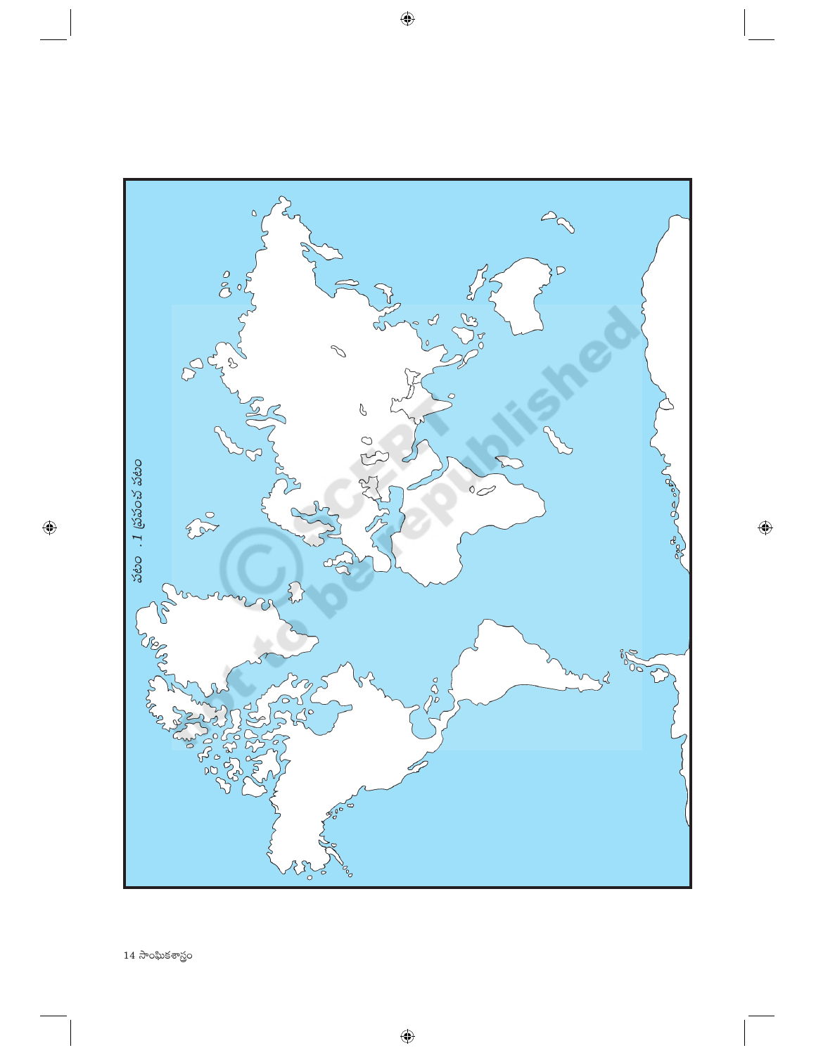పటం .1 ప్రపంచ పటం